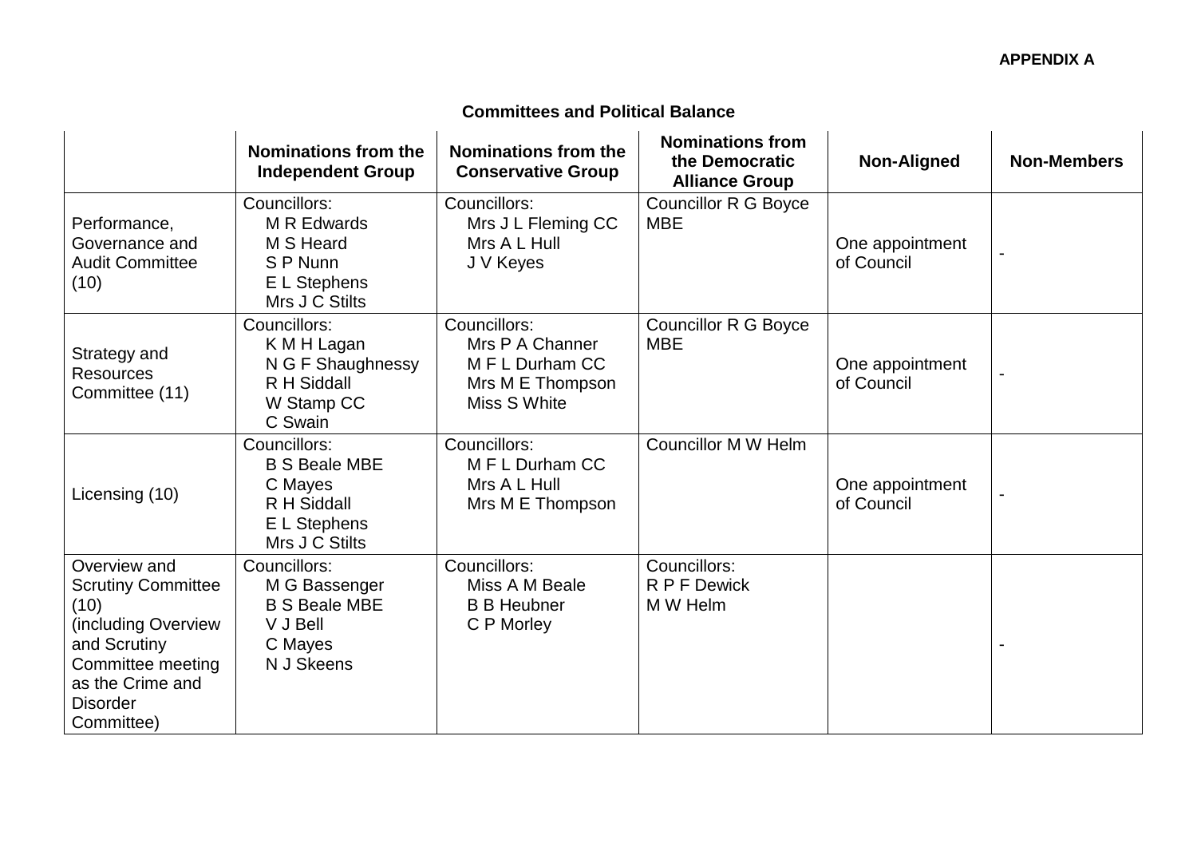**APPENDIX A**

**Committees and Political Balance**

| | Nominations from the Independent Group | Nominations from the Conservative Group | Nominations from the Democratic Alliance Group | Non-Aligned | Non-Members |
|---|---|---|---|---|---|
| Performance, Governance and Audit Committee (10) | Councillors:<br>M R Edwards<br>M S Heard<br>S P Nunn<br>E L Stephens<br>Mrs J C Stilts | Councillors:<br>Mrs J L Fleming CC<br>Mrs A L Hull<br>J V Keyes | Councillor R G Boyce MBE | One appointment of Council | - |
| Strategy and Resources Committee (11) | Councillors:<br>K M H Lagan<br>N G F Shaughnessy<br>R H Siddall<br>W Stamp CC<br>C Swain | Councillors:<br>Mrs P A Channer<br>M F L Durham CC<br>Mrs M E Thompson<br>Miss S White | Councillor R G Boyce MBE | One appointment of Council | - |
| Licensing (10) | Councillors:<br>B S Beale MBE<br>C Mayes<br>R H Siddall<br>E L Stephens<br>Mrs J C Stilts | Councillors:<br>M F L Durham CC<br>Mrs A L Hull<br>Mrs M E Thompson | Councillor M W Helm | One appointment of Council | - |
| Overview and Scrutiny Committee (10) (including Overview and Scrutiny Committee meeting as the Crime and Disorder Committee) | Councillors:<br>M G Bassenger<br>B S Beale MBE<br>V J Bell<br>C Mayes<br>N J Skeens | Councillors:<br>Miss A M Beale<br>B B Heubner<br>C P Morley | Councillors:<br>R P F Dewick<br>M W Helm | | - |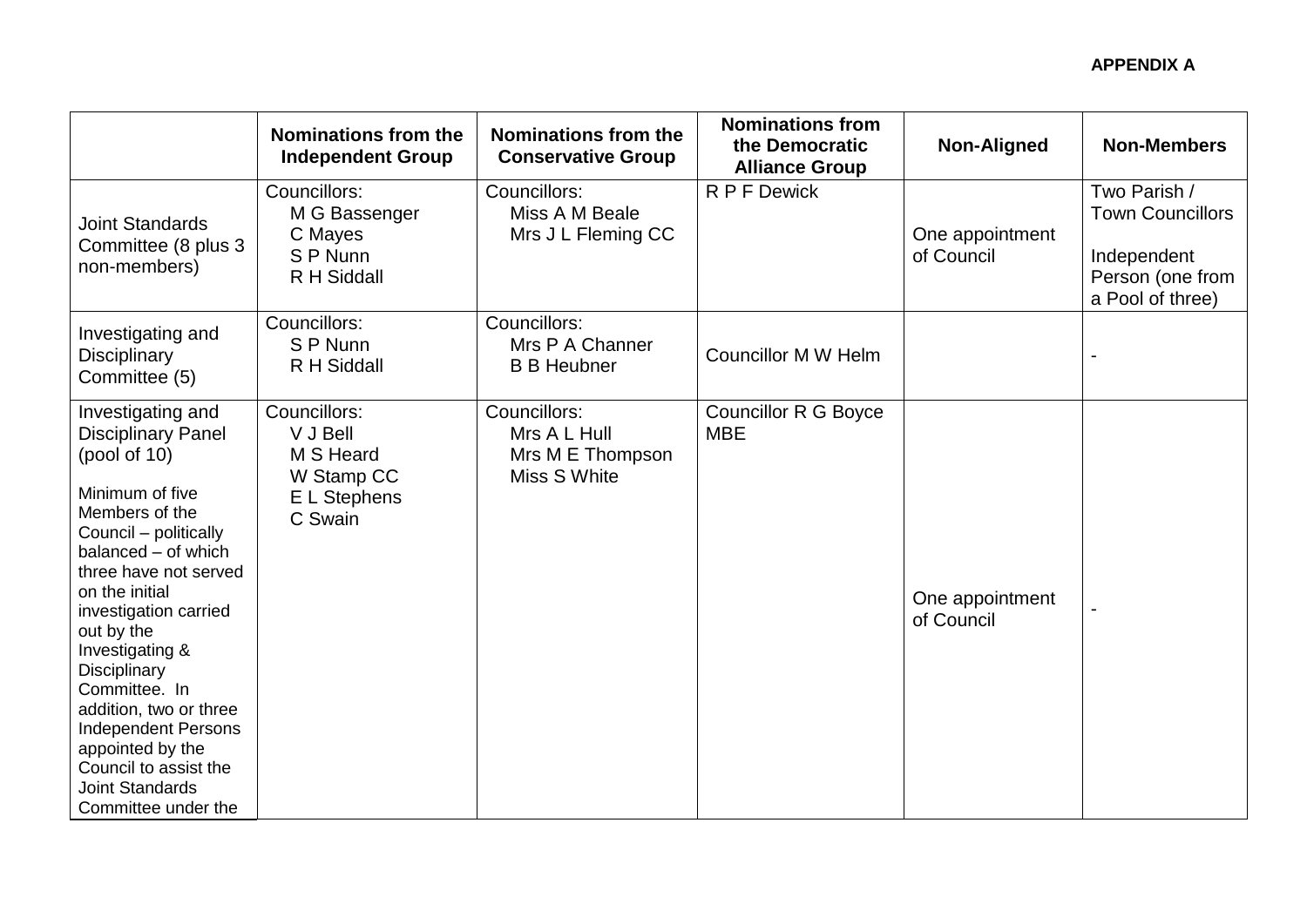**APPENDIX A**

| | Nominations from the Independent Group | Nominations from the Conservative Group | Nominations from the Democratic Alliance Group | Non-Aligned | Non-Members |
|---|---|---|---|---|---|
| Joint Standards Committee (8 plus 3 non-members) | Councillors:<br>M G Bassenger<br>C Mayes<br>S P Nunn<br>R H Siddall | Councillors:<br>Miss A M Beale<br>Mrs J L Fleming CC | R P F Dewick | One appointment of Council | Two Parish / Town Councillors<br><br>Independent Person (one from a Pool of three) |
| Investigating and Disciplinary Committee (5) | Councillors:<br>S P Nunn<br>R H Siddall | Councillors:<br>Mrs P A Channer<br>B B Heubner | Councillor M W Helm | | - |
| Investigating and Disciplinary Panel (pool of 10)<br><br>Minimum of five Members of the Council – politically balanced – of which three have not served on the initial investigation carried out by the Investigating & Disciplinary Committee. In addition, two or three Independent Persons appointed by the Council to assist the Joint Standards Committee under the | Councillors:<br>V J Bell<br>M S Heard<br>W Stamp CC<br>E L Stephens<br>C Swain | Councillors:<br>Mrs A L Hull<br>Mrs M E Thompson<br>Miss S White | Councillor R G Boyce MBE | One appointment of Council | - |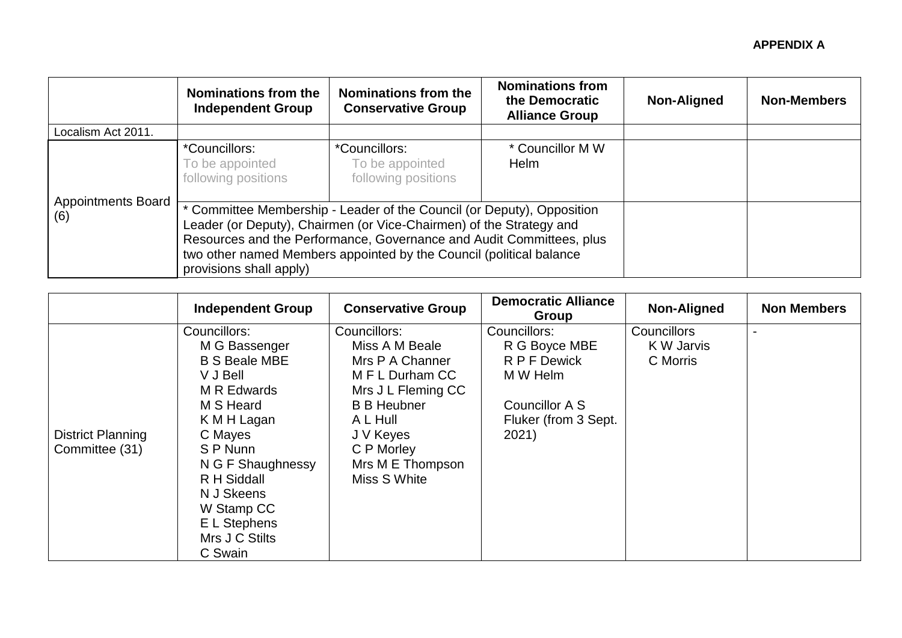**APPENDIX A**

| | Nominations from the Independent Group | Nominations from the Conservative Group | Nominations from the Democratic Alliance Group | Non-Aligned | Non-Members |
|---|---|---|---|---|---|
| Localism Act 2011. | | | | | |
| Appointments Board (6) | *Councillors:<br>To be appointed following positions | *Councillors:<br>To be appointed following positions | * Councillor M W Helm | | |
| | * Committee Membership - Leader of the Council (or Deputy), Opposition Leader (or Deputy), Chairmen (or Vice-Chairmen) of the Strategy and Resources and the Performance, Governance and Audit Committees, plus two other named Members appointed by the Council (political balance provisions shall apply) | | | | |

| | Independent Group | Conservative Group | Democratic Alliance Group | Non-Aligned | Non Members |
|---|---|---|---|---|---|
| District Planning Committee (31) | Councillors:<br>M G Bassenger<br>B S Beale MBE<br>V J Bell<br>M R Edwards<br>M S Heard<br>K M H Lagan<br>C Mayes<br>S P Nunn<br>N G F Shaughnessy<br>R H Siddall<br>N J Skeens<br>W Stamp CC<br>E L Stephens<br>Mrs J C Stilts<br>C Swain | Councillors:<br>Miss A M Beale<br>Mrs P A Channer<br>M F L Durham CC<br>Mrs J L Fleming CC<br>B B Heubner<br>A L Hull<br>J V Keyes<br>C P Morley<br>Mrs M E Thompson<br>Miss S White | Councillors:<br>R G Boyce MBE<br>R P F Dewick<br>M W Helm<br><br>Councillor A S Fluker (from 3 Sept. 2021) | Councillors<br>K W Jarvis<br>C Morris | - |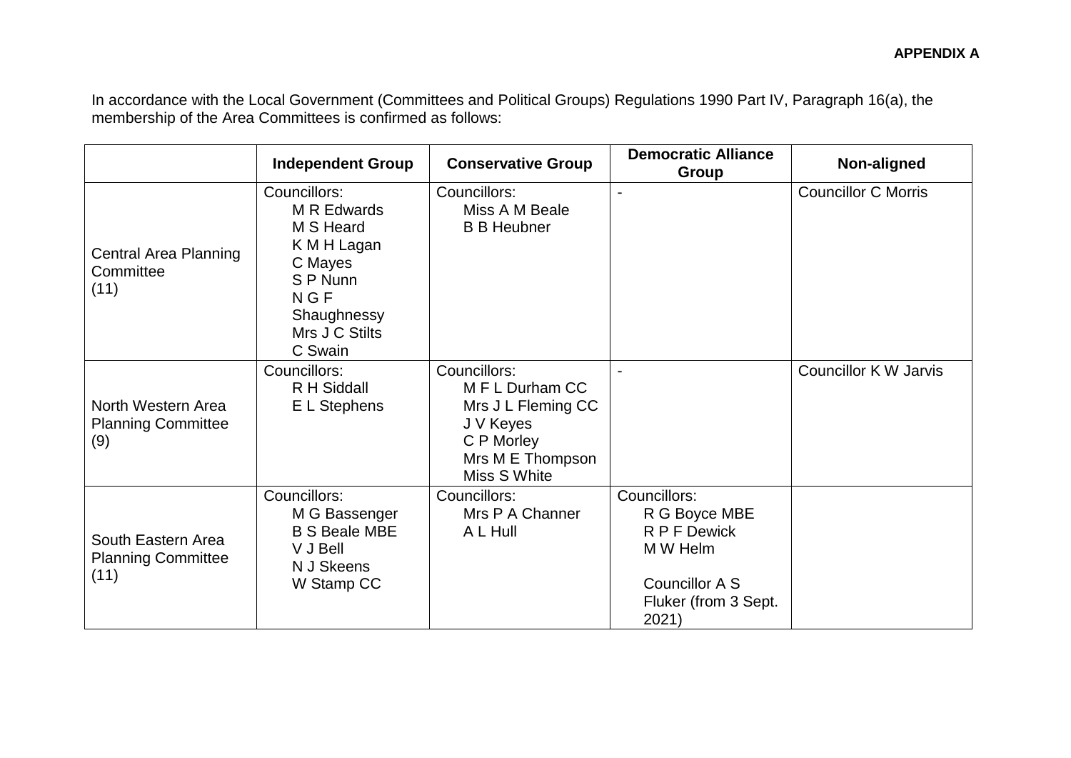**APPENDIX A**

In accordance with the Local Government (Committees and Political Groups) Regulations 1990 Part IV, Paragraph 16(a), the membership of the Area Committees is confirmed as follows:

| | Independent Group | Conservative Group | Democratic Alliance Group | Non-aligned |
|---|---|---|---|---|
| Central Area Planning Committee (11) | Councillors: M R Edwards, M S Heard, K M H Lagan, C Mayes, S P Nunn, N G F Shaughnessy, Mrs J C Stilts, C Swain | Councillors: Miss A M Beale, B B Heubner | - | Councillor C Morris |
| North Western Area Planning Committee (9) | Councillors: R H Siddall, E L Stephens | Councillors: M F L Durham CC, Mrs J L Fleming CC, J V Keyes, C P Morley, Mrs M E Thompson, Miss S White | - | Councillor K W Jarvis |
| South Eastern Area Planning Committee (11) | Councillors: M G Bassenger, B S Beale MBE, V J Bell, N J Skeens, W Stamp CC | Councillors: Mrs P A Channer, A L Hull | Councillors: R G Boyce MBE, R P F Dewick, M W Helm<br><br>Councillor A S Fluker (from 3 Sept. 2021) | |